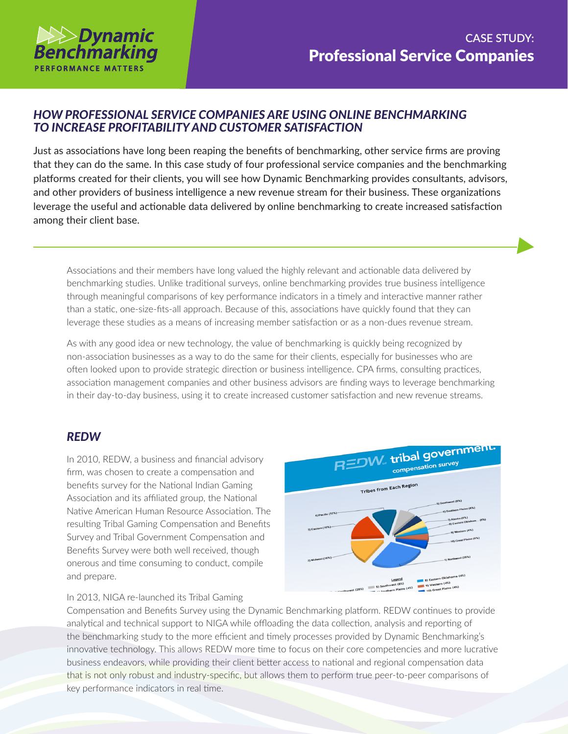Dynamic Benchmarking
PERFORMANCE MATTERS

CASE STUDY:
# Professional Service Companies

## *HOW PROFESSIONAL SERVICE COMPANIES ARE USING ONLINE BENCHMARKING TO INCREASE PROFITABILITY AND CUSTOMER SATISFACTION*

Just as associations have long been reaping the benefits of benchmarking, other service firms are proving that they can do the same. In this case study of four professional service companies and the benchmarking platforms created for their clients, you will see how Dynamic Benchmarking provides consultants, advisors, and other providers of business intelligence a new revenue stream for their business. These organizations leverage the useful and actionable data delivered by online benchmarking to create increased satisfaction among their client base.

Associations and their members have long valued the highly relevant and actionable data delivered by benchmarking studies. Unlike traditional surveys, online benchmarking provides true business intelligence through meaningful comparisons of key performance indicators in a timely and interactive manner rather than a static, one-size-fits-all approach. Because of this, associations have quickly found that they can leverage these studies as a means of increasing member satisfaction or as a non-dues revenue stream.

As with any good idea or new technology, the value of benchmarking is quickly being recognized by non-association businesses as a way to do the same for their clients, especially for businesses who are often looked upon to provide strategic direction or business intelligence. CPA firms, consulting practices, association management companies and other business advisors are finding ways to leverage benchmarking in their day-to-day business, using it to create increased customer satisfaction and new revenue streams.

### *REDW*

In 2010, REDW, a business and financial advisory firm, was chosen to create a compensation and benefits survey for the National Indian Gaming Association and its affiliated group, the National Native American Human Resource Association. The resulting Tribal Gaming Compensation and Benefits Survey and Tribal Government Compensation and Benefits Survey were both well received, though onerous and time consuming to conduct, compile and prepare.

In 2013, NIGA re-launched its Tribal Gaming Compensation and Benefits Survey using the Dynamic Benchmarking platform. REDW continues to provide analytical and technical support to NIGA while offloading the data collection, analysis and reporting of the benchmarking study to the more efficient and timely processes provided by Dynamic Benchmarking's innovative technology. This allows REDW more time to focus on their core competencies and more lucrative business endeavors, while providing their client better access to national and regional compensation data that is not only robust and industry-specific, but allows them to perform true peer-to-peer comparisons of key performance indicators in real time.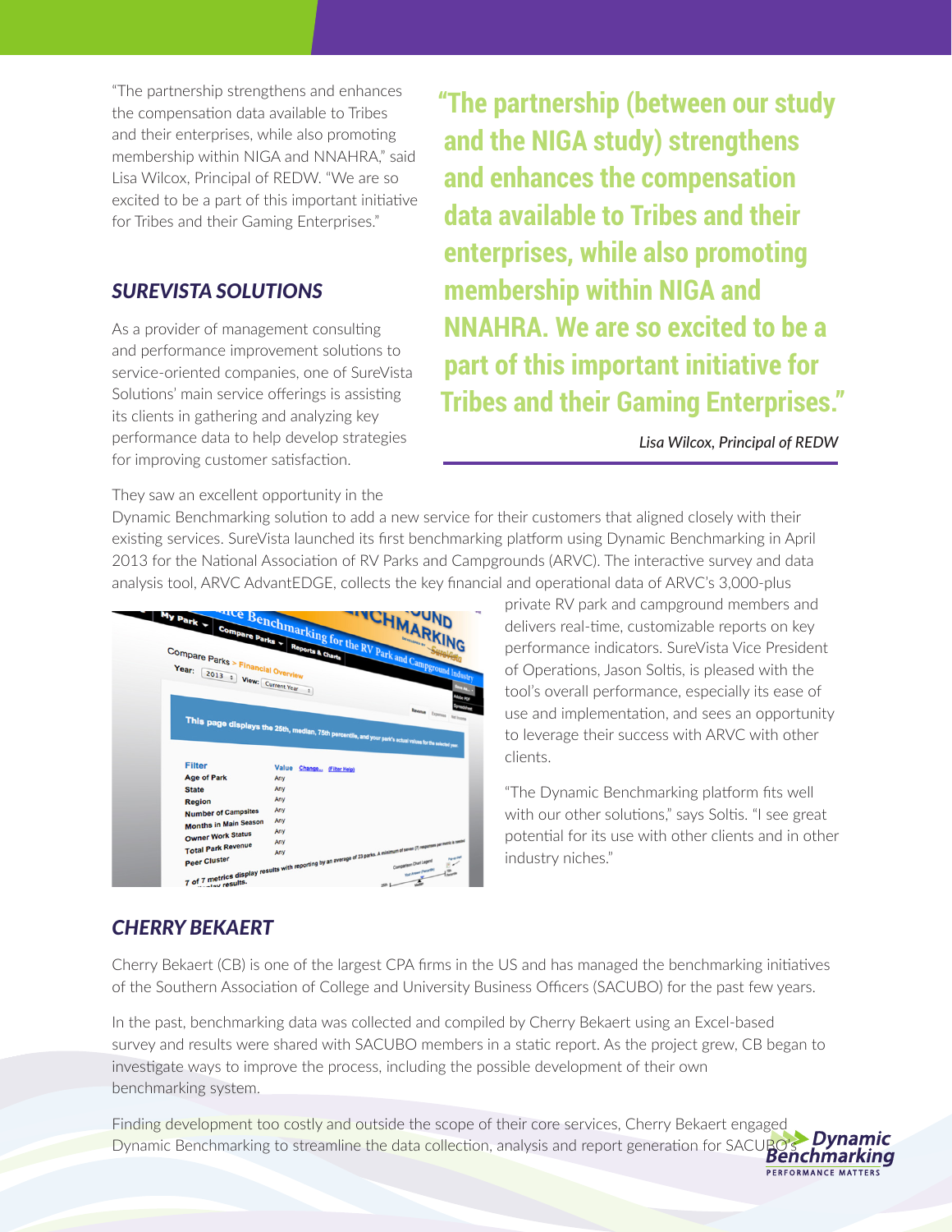"The partnership strengthens and enhances the compensation data available to Tribes and their enterprises, while also promoting membership within NIGA and NNAHRA," said Lisa Wilcox, Principal of REDW. "We are so excited to be a part of this important initiative for Tribes and their Gaming Enterprises."

> **"The partnership (between our study and the NIGA study) strengthens and enhances the compensation data available to Tribes and their enterprises, while also promoting membership within NIGA and NNAHRA. We are so excited to be a part of this important initiative for Tribes and their Gaming Enterprises."**
>
> *Lisa Wilcox, Principal of REDW*

### *SUREVISTA SOLUTIONS*

As a provider of management consulting and performance improvement solutions to service-oriented companies, one of SureVista Solutions' main service offerings is assisting its clients in gathering and analyzing key performance data to help develop strategies for improving customer satisfaction.

They saw an excellent opportunity in the Dynamic Benchmarking solution to add a new service for their customers that aligned closely with their existing services. SureVista launched its first benchmarking platform using Dynamic Benchmarking in April 2013 for the National Association of RV Parks and Campgrounds (ARVC). The interactive survey and data analysis tool, ARVC AdvantEDGE, collects the key financial and operational data of ARVC's 3,000-plus private RV park and campground members and delivers real-time, customizable reports on key performance indicators. SureVista Vice President of Operations, Jason Soltis, is pleased with the tool's overall performance, especially its ease of use and implementation, and sees an opportunity to leverage their success with ARVC with other clients.

"The Dynamic Benchmarking platform fits well with our other solutions," says Soltis. "I see great potential for its use with other clients and in other industry niches."

### *CHERRY BEKAERT*

Cherry Bekaert (CB) is one of the largest CPA firms in the US and has managed the benchmarking initiatives of the Southern Association of College and University Business Officers (SACUBO) for the past few years.

In the past, benchmarking data was collected and compiled by Cherry Bekaert using an Excel-based survey and results were shared with SACUBO members in a static report. As the project grew, CB began to investigate ways to improve the process, including the possible development of their own benchmarking system.

Finding development too costly and outside the scope of their core services, Cherry Bekaert engaged Dynamic Benchmarking to streamline the data collection, analysis and report generation for SACUBO's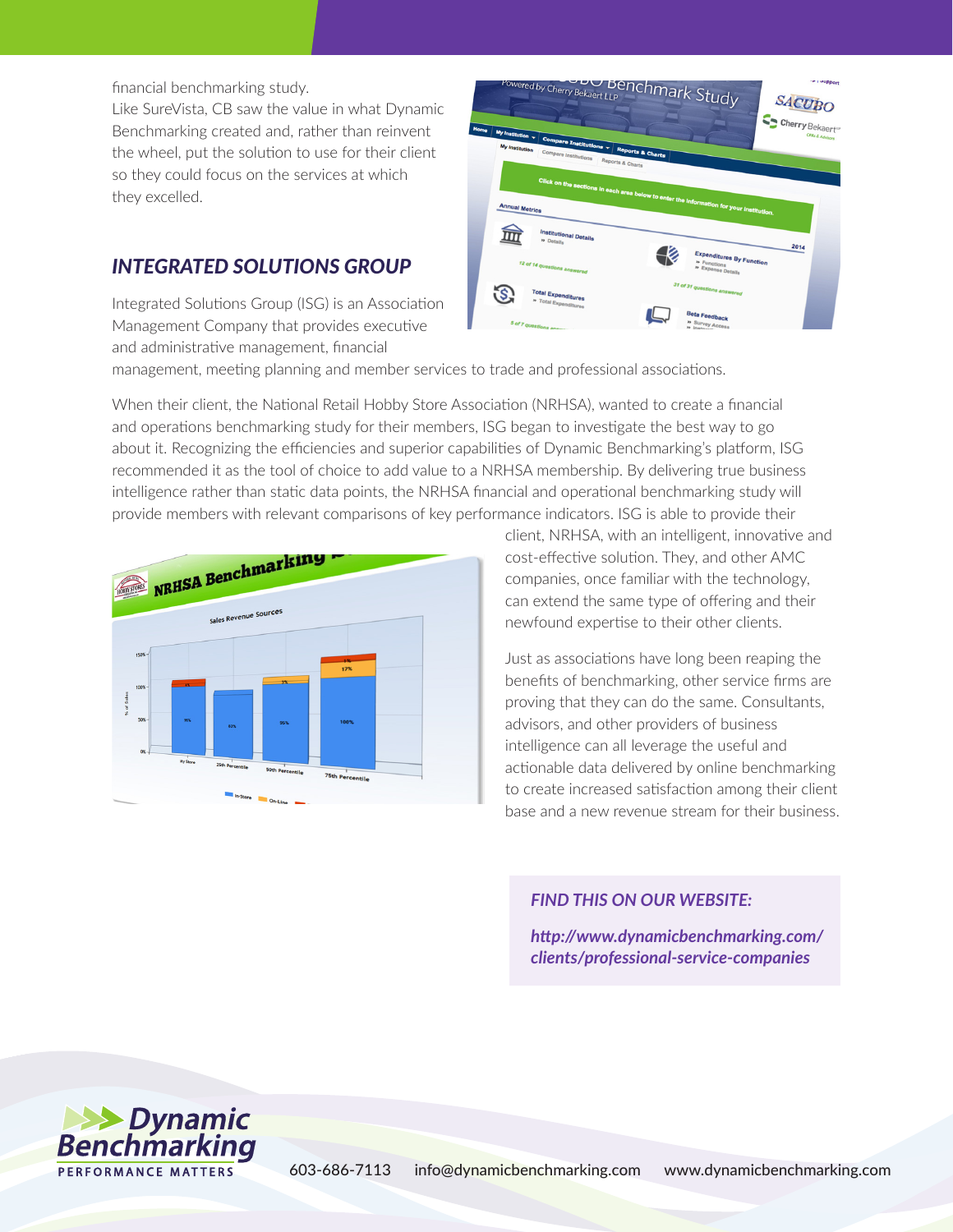financial benchmarking study.

Like SureVista, CB saw the value in what Dynamic Benchmarking created and, rather than reinvent the wheel, put the solution to use for their client so they could focus on the services at which they excelled.

## INTEGRATED SOLUTIONS GROUP

Integrated Solutions Group (ISG) is an Association Management Company that provides executive and administrative management, financial management, meeting planning and member services to trade and professional associations.

When their client, the National Retail Hobby Store Association (NRHSA), wanted to create a financial and operations benchmarking study for their members, ISG began to investigate the best way to go about it. Recognizing the efficiencies and superior capabilities of Dynamic Benchmarking's platform, ISG recommended it as the tool of choice to add value to a NRHSA membership. By delivering true business intelligence rather than static data points, the NRHSA financial and operational benchmarking study will provide members with relevant comparisons of key performance indicators. ISG is able to provide their client, NRHSA, with an intelligent, innovative and cost-effective solution. They, and other AMC companies, once familiar with the technology, can extend the same type of offering and their newfound expertise to their other clients.

Just as associations have long been reaping the benefits of benchmarking, other service firms are proving that they can do the same. Consultants, advisors, and other providers of business intelligence can all leverage the useful and actionable data delivered by online benchmarking to create increased satisfaction among their client base and a new revenue stream for their business.

*FIND THIS ON OUR WEBSITE:*

*http://www.dynamicbenchmarking.com/clients/professional-service-companies*

603-686-7113 info@dynamicbenchmarking.com www.dynamicbenchmarking.com